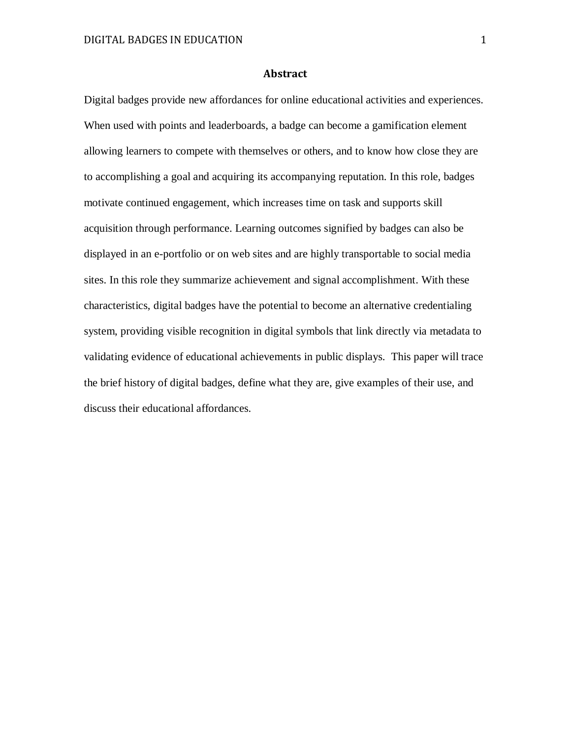## Abstract

Digital badges provide new affordances for online educational activities and experiences. When used with points and leaderboards, a badge can become a gamification element allowing learners to compete with themselves or others, and to know how close they are to accomplishing a goal and acquiring its accompanying reputation. In this role, badges motivate continued engagement, which increases time on task and supports skill acquisition through performance. Learning outcomes signified by badges can also be displayed in an e-portfolio or on web sites and are highly transportable to social media sites. In this role they summarize achievement and signal accomplishment. With these characteristics, digital badges have the potential to become an alternative credentialing system, providing visible recognition in digital symbols that link directly via metadata to validating evidence of educational achievements in public displays. This paper will trace the brief history of digital badges, define what they are, give examples of their use, and discuss their educational affordances.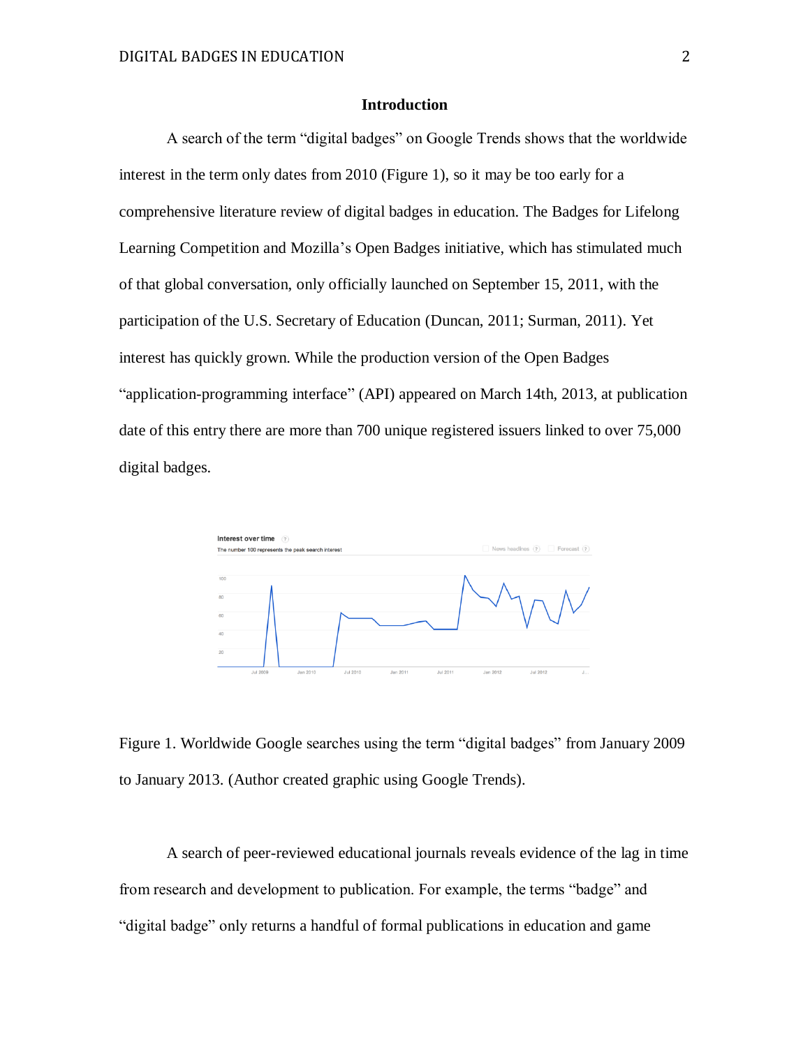## Introduction

A search of the term "digital badges" on Google Trends shows that the worldwide interest in the term only dates from 2010 (Figure 1), so it may be too early for a comprehensive literature review of digital badges in education. The Badges for Lifelong Learning Competition and Mozilla's Open Badges initiative, which has stimulated much of that global conversation, only officially launched on September 15, 2011, with the participation of the U.S. Secretary of Education (Duncan, 2011; Surman, 2011). Yet interest has quickly grown. While the production version of the Open Badges "application-programming interface" (API) appeared on March 14th, 2013, at publication date of this entry there are more than 700 unique registered issuers linked to over 75,000 digital badges.

Figure 1. Worldwide Google searches using the term "digital badges" from January 2009 to January 2013. (Author created graphic using Google Trends).

A search of peer-reviewed educational journals reveals evidence of the lag in time from research and development to publication. For example, the terms "badge" and "digital badge" only returns a handful of formal publications in education and game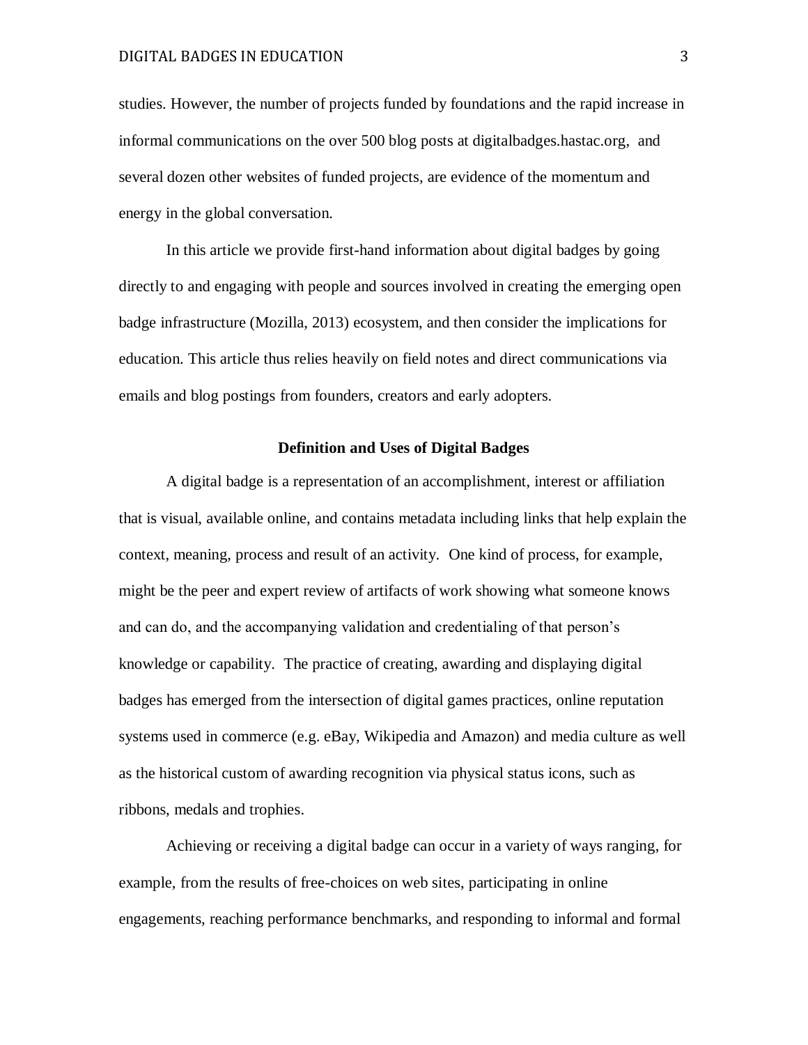studies. However, the number of projects funded by foundations and the rapid increase in informal communications on the over 500 blog posts at digitalbadges.hastac.org, and several dozen other websites of funded projects, are evidence of the momentum and energy in the global conversation.

In this article we provide first-hand information about digital badges by going directly to and engaging with people and sources involved in creating the emerging open badge infrastructure (Mozilla, 2013) ecosystem, and then consider the implications for education. This article thus relies heavily on field notes and direct communications via emails and blog postings from founders, creators and early adopters.

## Definition and Uses of Digital Badges

A digital badge is a representation of an accomplishment, interest or affiliation that is visual, available online, and contains metadata including links that help explain the context, meaning, process and result of an activity. One kind of process, for example, might be the peer and expert review of artifacts of work showing what someone knows and can do, and the accompanying validation and credentialing of that person's knowledge or capability. The practice of creating, awarding and displaying digital badges has emerged from the intersection of digital games practices, online reputation systems used in commerce (e.g. eBay, Wikipedia and Amazon) and media culture as well as the historical custom of awarding recognition via physical status icons, such as ribbons, medals and trophies.

Achieving or receiving a digital badge can occur in a variety of ways ranging, for example, from the results of free-choices on web sites, participating in online engagements, reaching performance benchmarks, and responding to informal and formal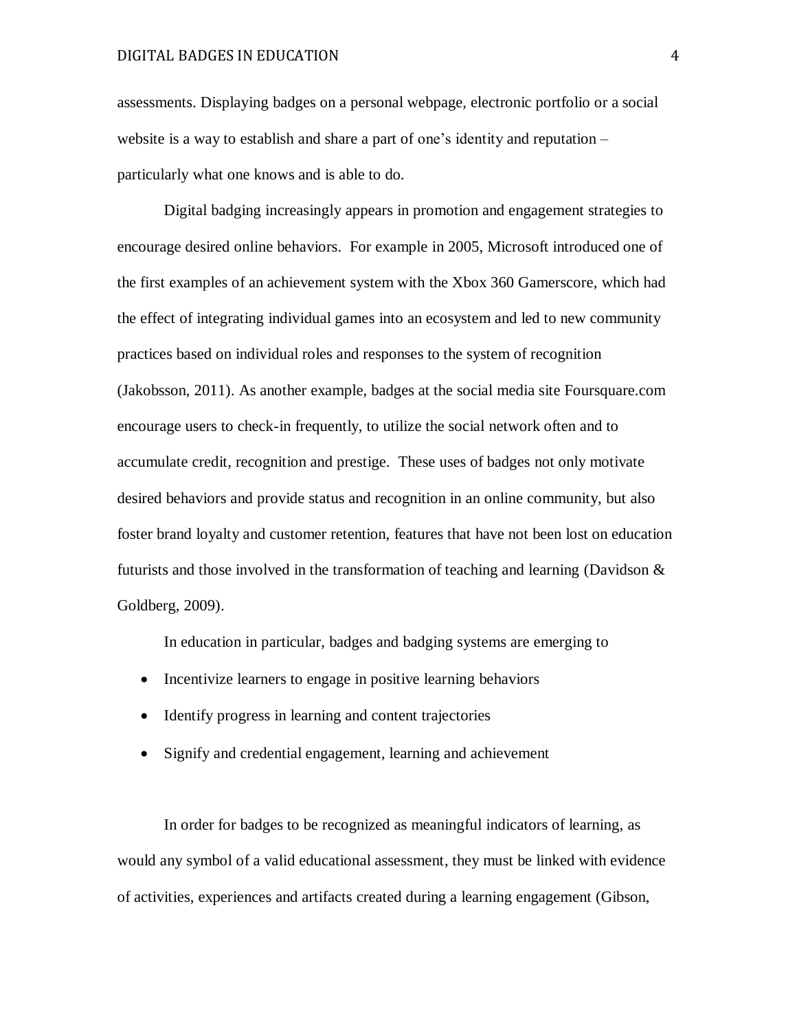assessments. Displaying badges on a personal webpage, electronic portfolio or a social website is a way to establish and share a part of one's identity and reputation – particularly what one knows and is able to do.

Digital badging increasingly appears in promotion and engagement strategies to encourage desired online behaviors. For example in 2005, Microsoft introduced one of the first examples of an achievement system with the Xbox 360 Gamerscore, which had the effect of integrating individual games into an ecosystem and led to new community practices based on individual roles and responses to the system of recognition (Jakobsson, 2011). As another example, badges at the social media site Foursquare.com encourage users to check-in frequently, to utilize the social network often and to accumulate credit, recognition and prestige. These uses of badges not only motivate desired behaviors and provide status and recognition in an online community, but also foster brand loyalty and customer retention, features that have not been lost on education futurists and those involved in the transformation of teaching and learning (Davidson & Goldberg, 2009).

In education in particular, badges and badging systems are emerging to

- Incentivize learners to engage in positive learning behaviors
- Identify progress in learning and content trajectories
- Signify and credential engagement, learning and achievement

In order for badges to be recognized as meaningful indicators of learning, as would any symbol of a valid educational assessment, they must be linked with evidence of activities, experiences and artifacts created during a learning engagement (Gibson,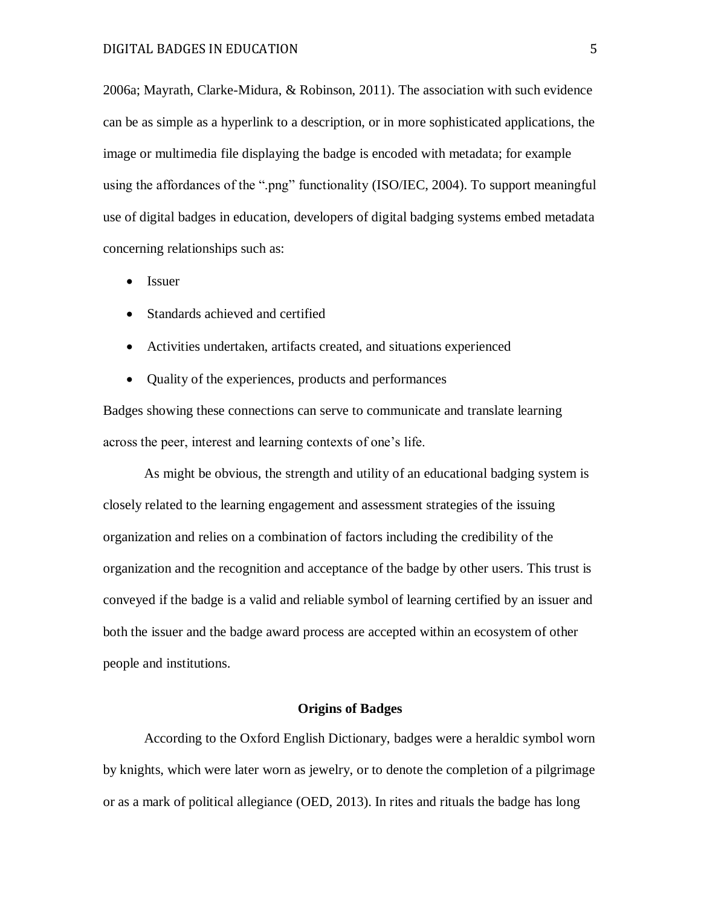2006a; Mayrath, Clarke-Midura, & Robinson, 2011). The association with such evidence can be as simple as a hyperlink to a description, or in more sophisticated applications, the image or multimedia file displaying the badge is encoded with metadata; for example using the affordances of the ".png" functionality (ISO/IEC, 2004). To support meaningful use of digital badges in education, developers of digital badging systems embed metadata concerning relationships such as:

- Issuer
- Standards achieved and certified
- Activities undertaken, artifacts created, and situations experienced
- Quality of the experiences, products and performances

Badges showing these connections can serve to communicate and translate learning across the peer, interest and learning contexts of one's life.

As might be obvious, the strength and utility of an educational badging system is closely related to the learning engagement and assessment strategies of the issuing organization and relies on a combination of factors including the credibility of the organization and the recognition and acceptance of the badge by other users. This trust is conveyed if the badge is a valid and reliable symbol of learning certified by an issuer and both the issuer and the badge award process are accepted within an ecosystem of other people and institutions.

## Origins of Badges

According to the Oxford English Dictionary, badges were a heraldic symbol worn by knights, which were later worn as jewelry, or to denote the completion of a pilgrimage or as a mark of political allegiance (OED, 2013). In rites and rituals the badge has long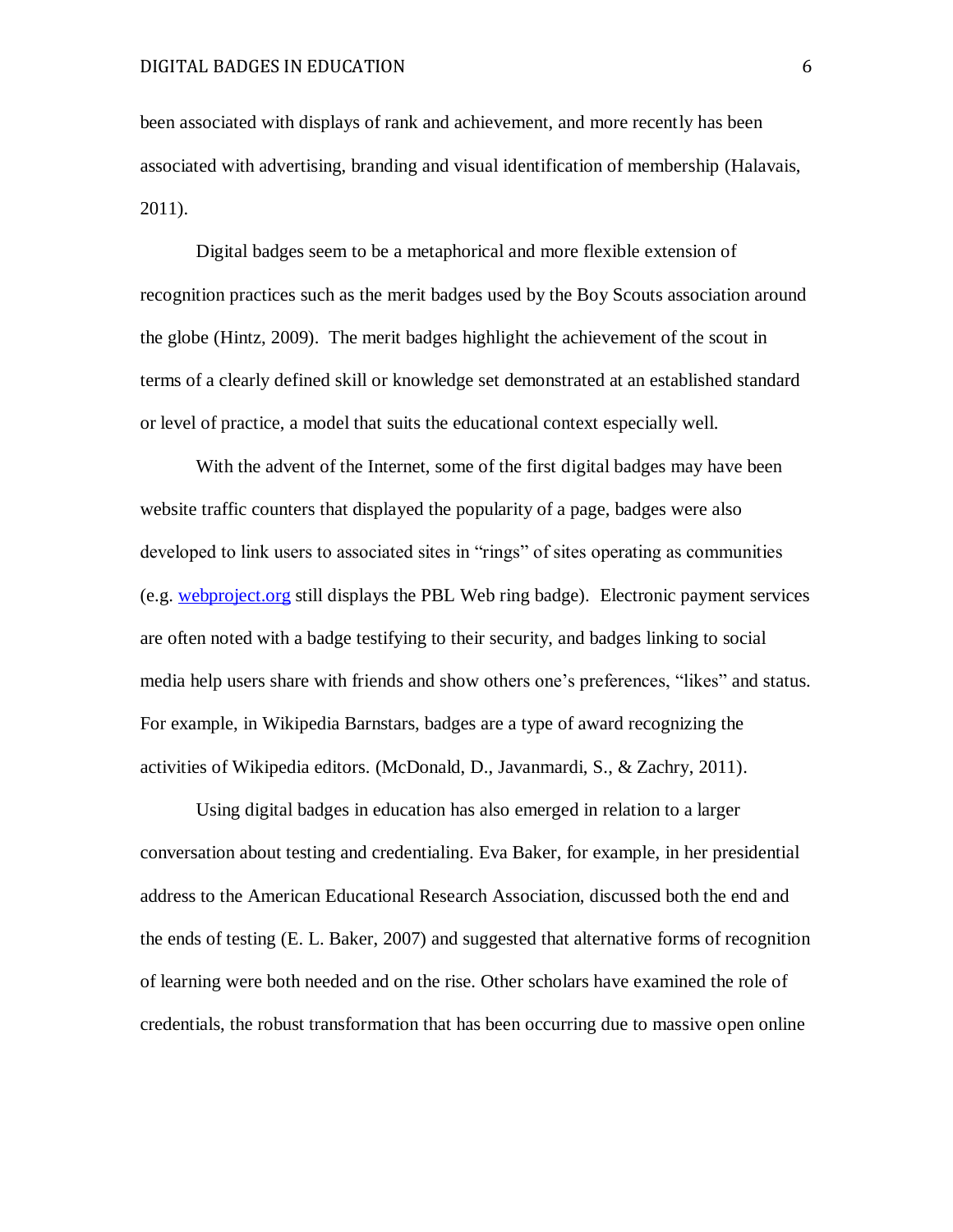been associated with displays of rank and achievement, and more recently has been associated with advertising, branding and visual identification of membership (Halavais, 2011).

Digital badges seem to be a metaphorical and more flexible extension of recognition practices such as the merit badges used by the Boy Scouts association around the globe (Hintz, 2009). The merit badges highlight the achievement of the scout in terms of a clearly defined skill or knowledge set demonstrated at an established standard or level of practice, a model that suits the educational context especially well.

With the advent of the Internet, some of the first digital badges may have been website traffic counters that displayed the popularity of a page, badges were also developed to link users to associated sites in "rings" of sites operating as communities (e.g. [webproject.org](webproject.org) still displays the PBL Web ring badge). Electronic payment services are often noted with a badge testifying to their security, and badges linking to social media help users share with friends and show others one's preferences, "likes" and status. For example, in Wikipedia Barnstars, badges are a type of award recognizing the activities of Wikipedia editors. (McDonald, D., Javanmardi, S., & Zachry, 2011).

Using digital badges in education has also emerged in relation to a larger conversation about testing and credentialing. Eva Baker, for example, in her presidential address to the American Educational Research Association, discussed both the end and the ends of testing (E. L. Baker, 2007) and suggested that alternative forms of recognition of learning were both needed and on the rise. Other scholars have examined the role of credentials, the robust transformation that has been occurring due to massive open online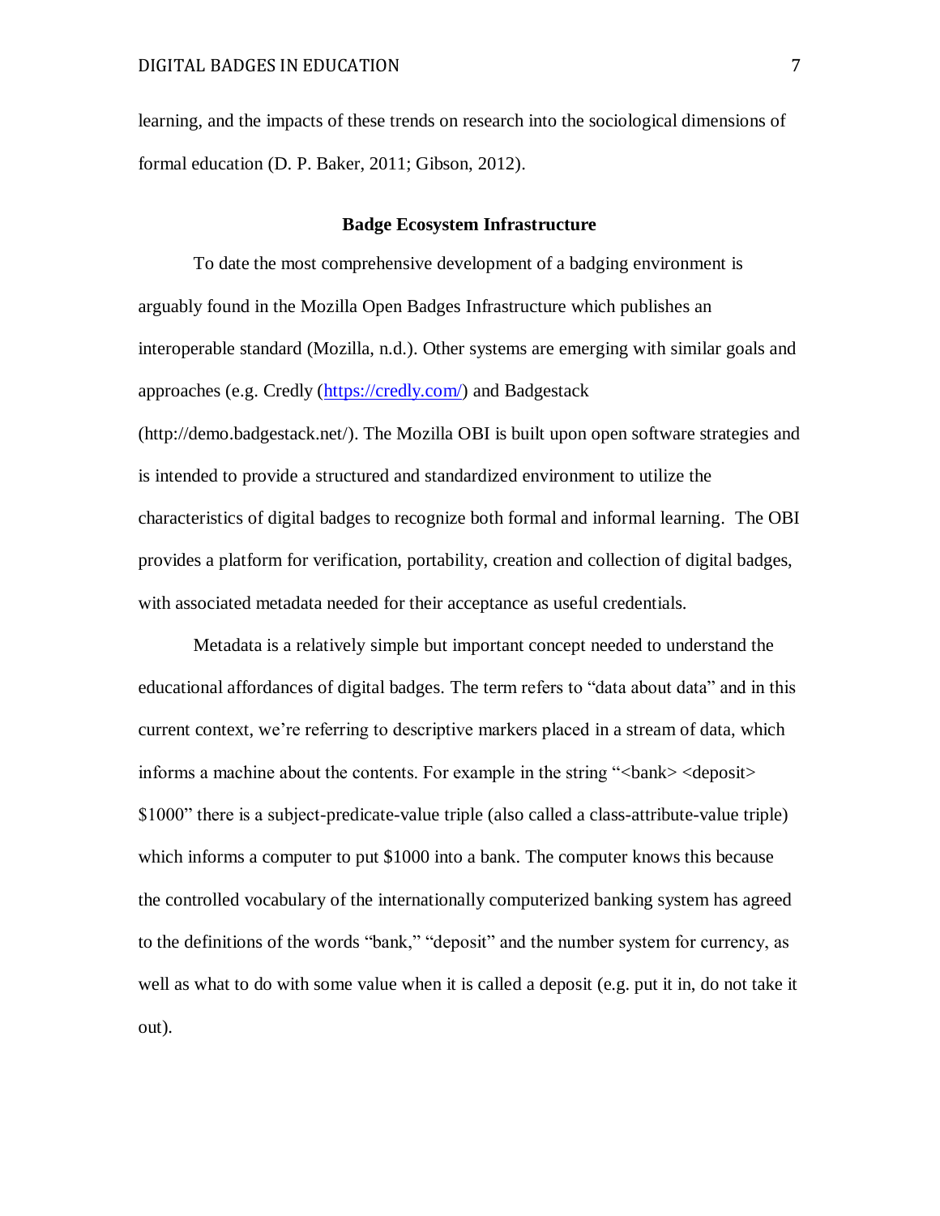learning, and the impacts of these trends on research into the sociological dimensions of formal education (D. P. Baker, 2011; Gibson, 2012).

## Badge Ecosystem Infrastructure

To date the most comprehensive development of a badging environment is arguably found in the Mozilla Open Badges Infrastructure which publishes an interoperable standard (Mozilla, n.d.). Other systems are emerging with similar goals and approaches (e.g. Credly (https://credly.com/) and Badgestack (http://demo.badgestack.net/). The Mozilla OBI is built upon open software strategies and is intended to provide a structured and standardized environment to utilize the characteristics of digital badges to recognize both formal and informal learning. The OBI provides a platform for verification, portability, creation and collection of digital badges, with associated metadata needed for their acceptance as useful credentials.

Metadata is a relatively simple but important concept needed to understand the educational affordances of digital badges. The term refers to "data about data" and in this current context, we're referring to descriptive markers placed in a stream of data, which informs a machine about the contents. For example in the string "<bank> <deposit> $1000" there is a subject-predicate-value triple (also called a class-attribute-value triple) which informs a computer to put $1000 into a bank. The computer knows this because the controlled vocabulary of the internationally computerized banking system has agreed to the definitions of the words "bank," "deposit" and the number system for currency, as well as what to do with some value when it is called a deposit (e.g. put it in, do not take it out).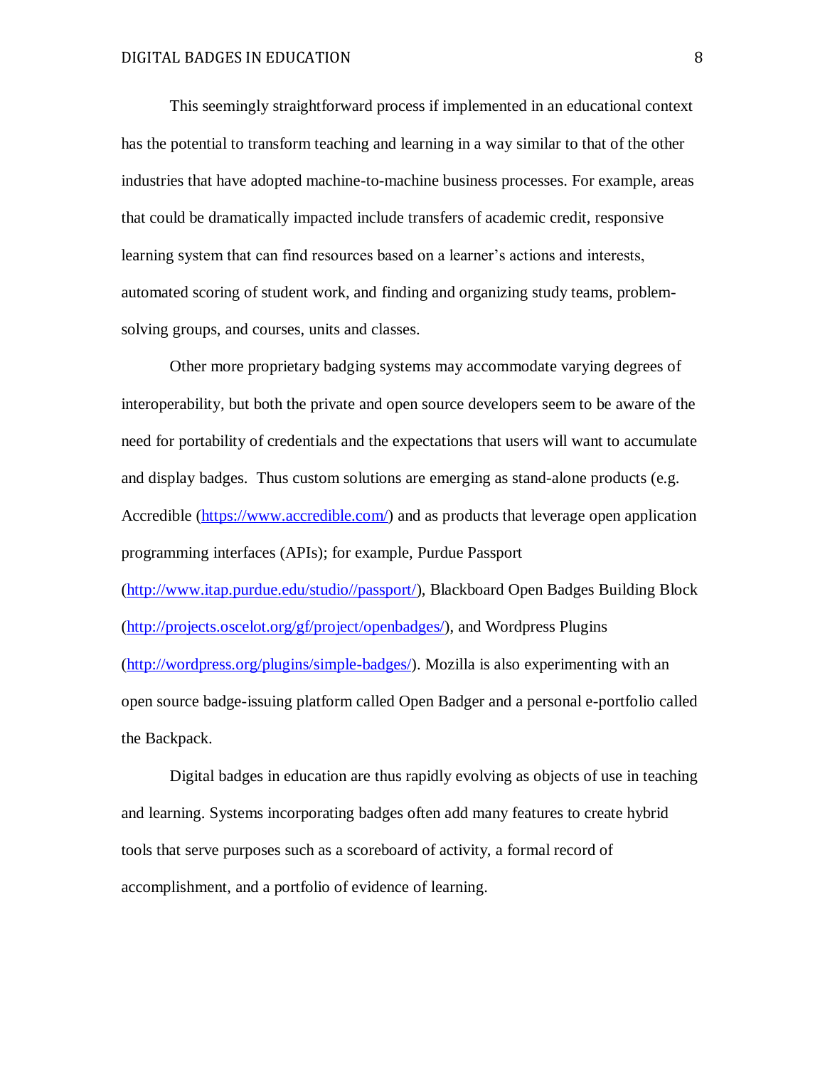This seemingly straightforward process if implemented in an educational context has the potential to transform teaching and learning in a way similar to that of the other industries that have adopted machine-to-machine business processes. For example, areas that could be dramatically impacted include transfers of academic credit, responsive learning system that can find resources based on a learner's actions and interests, automated scoring of student work, and finding and organizing study teams, problem-solving groups, and courses, units and classes.

Other more proprietary badging systems may accommodate varying degrees of interoperability, but both the private and open source developers seem to be aware of the need for portability of credentials and the expectations that users will want to accumulate and display badges.  Thus custom solutions are emerging as stand-alone products (e.g. Accredible (https://www.accredible.com/) and as products that leverage open application programming interfaces (APIs); for example, Purdue Passport (http://www.itap.purdue.edu/studio//passport/), Blackboard Open Badges Building Block (http://projects.oscelot.org/gf/project/openbadges/), and Wordpress Plugins (http://wordpress.org/plugins/simple-badges/). Mozilla is also experimenting with an open source badge-issuing platform called Open Badger and a personal e-portfolio called the Backpack.

Digital badges in education are thus rapidly evolving as objects of use in teaching and learning. Systems incorporating badges often add many features to create hybrid tools that serve purposes such as a scoreboard of activity, a formal record of accomplishment, and a portfolio of evidence of learning.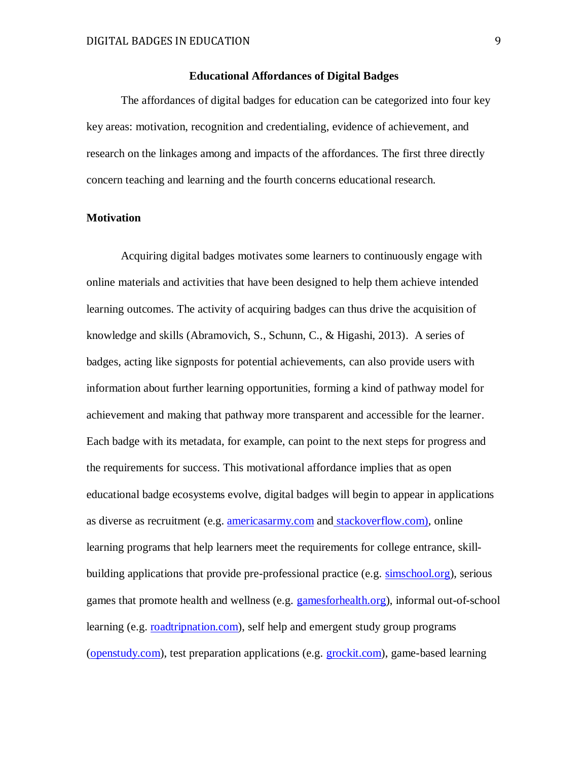## Educational Affordances of Digital Badges

The affordances of digital badges for education can be categorized into four key key areas: motivation, recognition and credentialing, evidence of achievement, and research on the linkages among and impacts of the affordances. The first three directly concern teaching and learning and the fourth concerns educational research.

### Motivation

Acquiring digital badges motivates some learners to continuously engage with online materials and activities that have been designed to help them achieve intended learning outcomes. The activity of acquiring badges can thus drive the acquisition of knowledge and skills (Abramovich, S., Schunn, C., & Higashi, 2013). A series of badges, acting like signposts for potential achievements, can also provide users with information about further learning opportunities, forming a kind of pathway model for achievement and making that pathway more transparent and accessible for the learner. Each badge with its metadata, for example, can point to the next steps for progress and the requirements for success. This motivational affordance implies that as open educational badge ecosystems evolve, digital badges will begin to appear in applications as diverse as recruitment (e.g. americasarmy.com and stackoverflow.com), online learning programs that help learners meet the requirements for college entrance, skill-building applications that provide pre-professional practice (e.g. simschool.org), serious games that promote health and wellness (e.g. gamesforhealth.org), informal out-of-school learning (e.g. roadtripnation.com), self help and emergent study group programs (openstudy.com), test preparation applications (e.g. grockit.com), game-based learning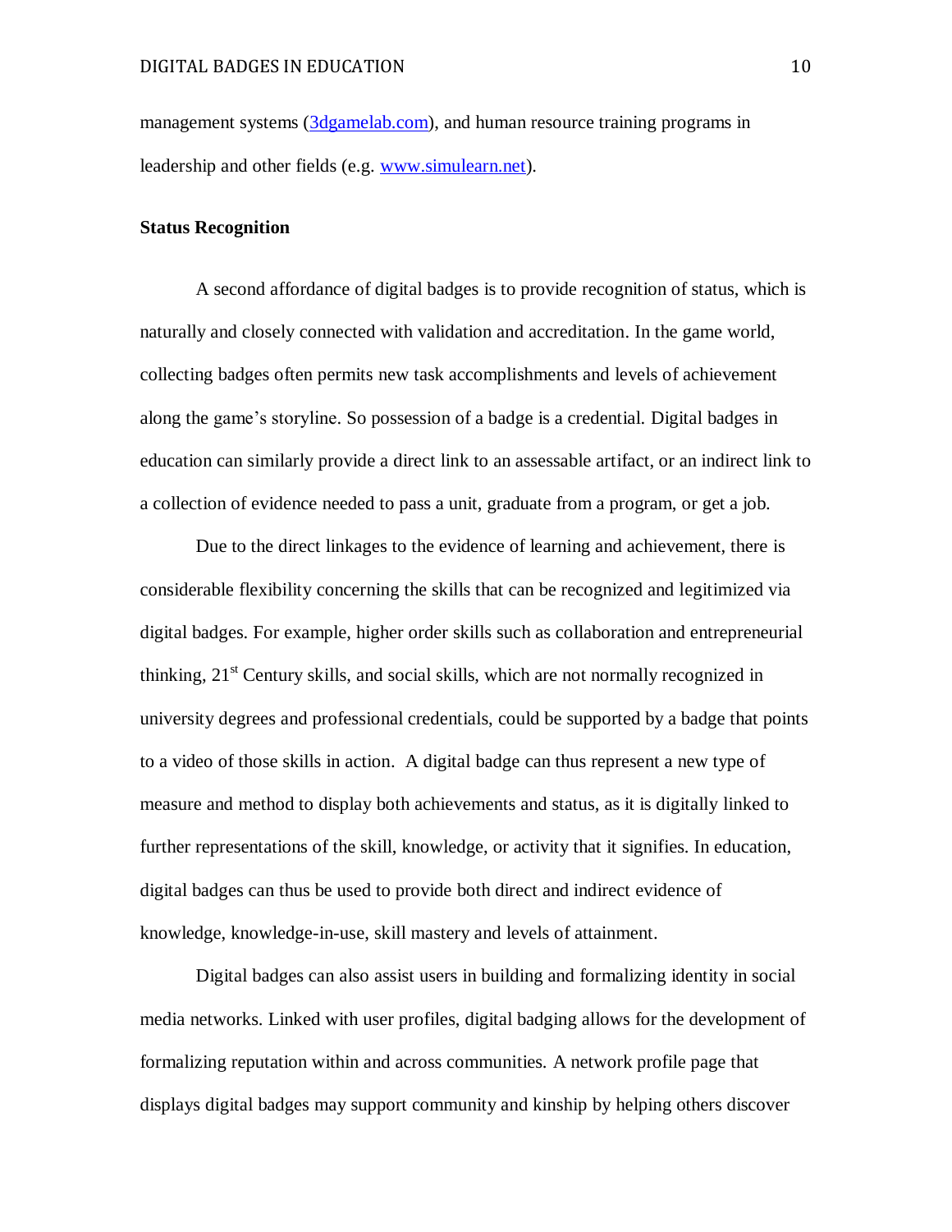management systems ([3dgamelab.com](3dgamelab.com)), and human resource training programs in leadership and other fields (e.g. [www.simulearn.net](www.simulearn.net)).

**Status Recognition**

A second affordance of digital badges is to provide recognition of status, which is naturally and closely connected with validation and accreditation. In the game world, collecting badges often permits new task accomplishments and levels of achievement along the game's storyline. So possession of a badge is a credential. Digital badges in education can similarly provide a direct link to an assessable artifact, or an indirect link to a collection of evidence needed to pass a unit, graduate from a program, or get a job.

Due to the direct linkages to the evidence of learning and achievement, there is considerable flexibility concerning the skills that can be recognized and legitimized via digital badges. For example, higher order skills such as collaboration and entrepreneurial thinking, 21st Century skills, and social skills, which are not normally recognized in university degrees and professional credentials, could be supported by a badge that points to a video of those skills in action. A digital badge can thus represent a new type of measure and method to display both achievements and status, as it is digitally linked to further representations of the skill, knowledge, or activity that it signifies. In education, digital badges can thus be used to provide both direct and indirect evidence of knowledge, knowledge-in-use, skill mastery and levels of attainment.

Digital badges can also assist users in building and formalizing identity in social media networks. Linked with user profiles, digital badging allows for the development of formalizing reputation within and across communities. A network profile page that displays digital badges may support community and kinship by helping others discover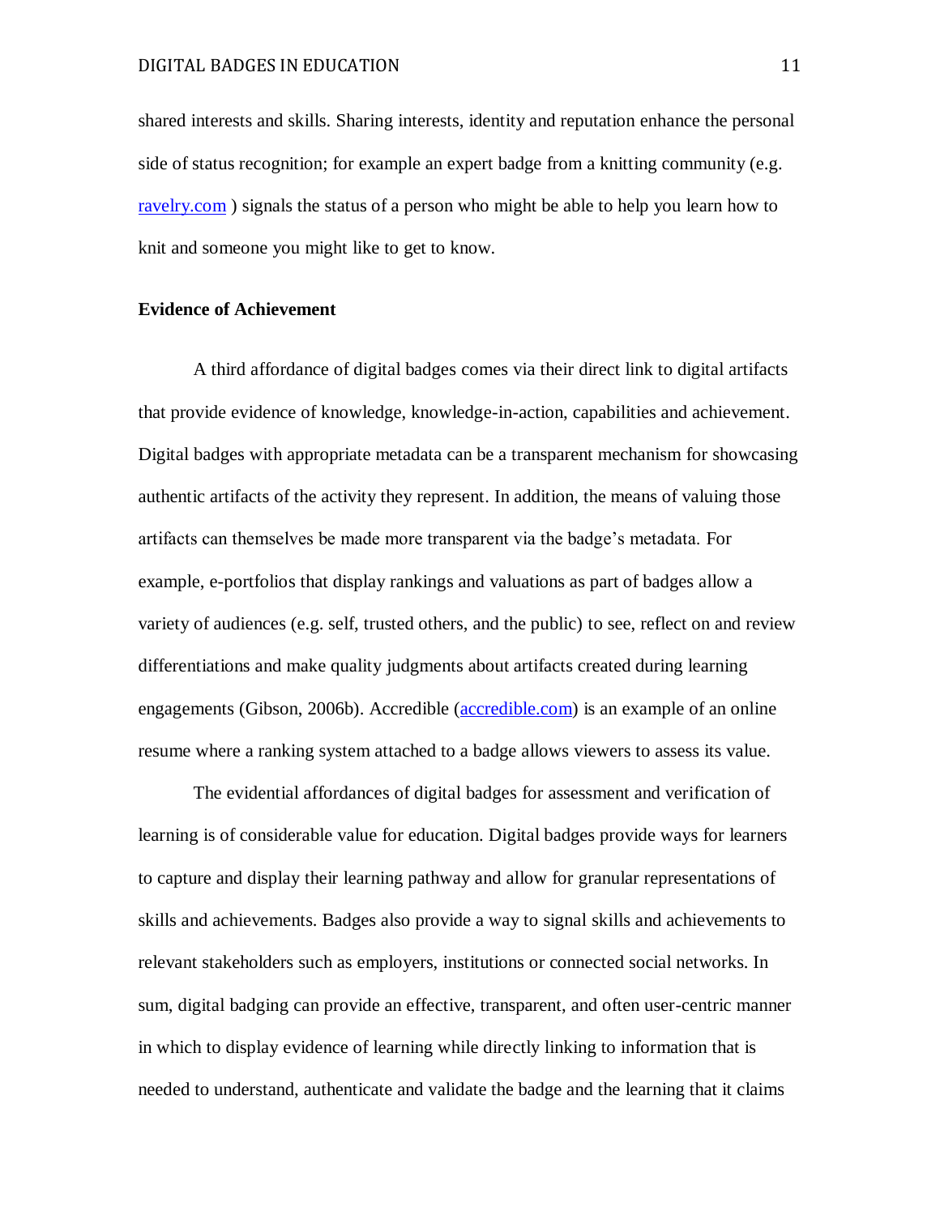shared interests and skills. Sharing interests, identity and reputation enhance the personal side of status recognition; for example an expert badge from a knitting community (e.g. [ravelry.com](ravelry.com) ) signals the status of a person who might be able to help you learn how to knit and someone you might like to get to know.

**Evidence of Achievement**

A third affordance of digital badges comes via their direct link to digital artifacts that provide evidence of knowledge, knowledge-in-action, capabilities and achievement. Digital badges with appropriate metadata can be a transparent mechanism for showcasing authentic artifacts of the activity they represent. In addition, the means of valuing those artifacts can themselves be made more transparent via the badge's metadata. For example, e-portfolios that display rankings and valuations as part of badges allow a variety of audiences (e.g. self, trusted others, and the public) to see, reflect on and review differentiations and make quality judgments about artifacts created during learning engagements (Gibson, 2006b). Accredible ([accredible.com](accredible.com)) is an example of an online resume where a ranking system attached to a badge allows viewers to assess its value.

The evidential affordances of digital badges for assessment and verification of learning is of considerable value for education. Digital badges provide ways for learners to capture and display their learning pathway and allow for granular representations of skills and achievements. Badges also provide a way to signal skills and achievements to relevant stakeholders such as employers, institutions or connected social networks. In sum, digital badging can provide an effective, transparent, and often user-centric manner in which to display evidence of learning while directly linking to information that is needed to understand, authenticate and validate the badge and the learning that it claims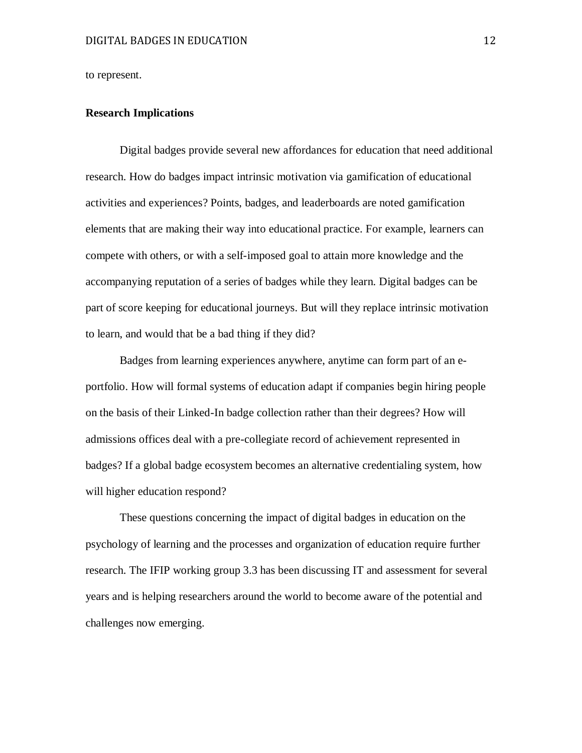to represent.

## Research Implications

Digital badges provide several new affordances for education that need additional research. How do badges impact intrinsic motivation via gamification of educational activities and experiences? Points, badges, and leaderboards are noted gamification elements that are making their way into educational practice. For example, learners can compete with others, or with a self-imposed goal to attain more knowledge and the accompanying reputation of a series of badges while they learn. Digital badges can be part of score keeping for educational journeys. But will they replace intrinsic motivation to learn, and would that be a bad thing if they did?

Badges from learning experiences anywhere, anytime can form part of an e-portfolio. How will formal systems of education adapt if companies begin hiring people on the basis of their Linked-In badge collection rather than their degrees? How will admissions offices deal with a pre-collegiate record of achievement represented in badges? If a global badge ecosystem becomes an alternative credentialing system, how will higher education respond?

These questions concerning the impact of digital badges in education on the psychology of learning and the processes and organization of education require further research. The IFIP working group 3.3 has been discussing IT and assessment for several years and is helping researchers around the world to become aware of the potential and challenges now emerging.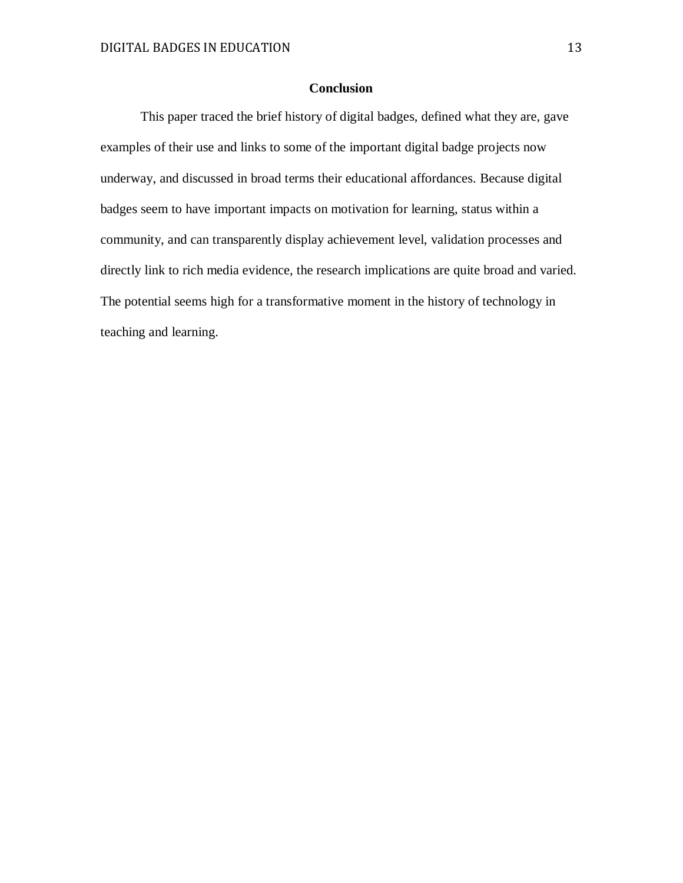## Conclusion

This paper traced the brief history of digital badges, defined what they are, gave examples of their use and links to some of the important digital badge projects now underway, and discussed in broad terms their educational affordances. Because digital badges seem to have important impacts on motivation for learning, status within a community, and can transparently display achievement level, validation processes and directly link to rich media evidence, the research implications are quite broad and varied. The potential seems high for a transformative moment in the history of technology in teaching and learning.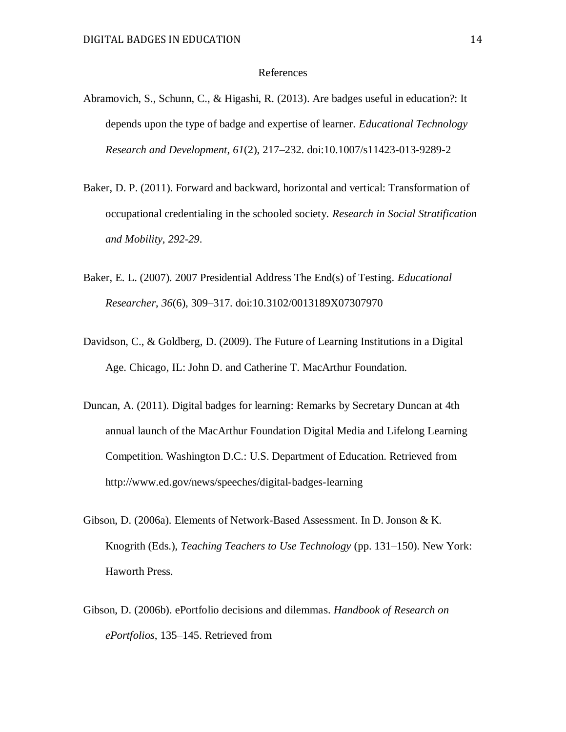## References

Abramovich, S., Schunn, C., & Higashi, R. (2013). Are badges useful in education?: It depends upon the type of badge and expertise of learner. *Educational Technology Research and Development*, *61*(2), 217–232. doi:10.1007/s11423-013-9289-2

Baker, D. P. (2011). Forward and backward, horizontal and vertical: Transformation of occupational credentialing in the schooled society. *Research in Social Stratification and Mobility*, *292-29*.

Baker, E. L. (2007). 2007 Presidential Address The End(s) of Testing. *Educational Researcher*, *36*(6), 309–317. doi:10.3102/0013189X07307970

Davidson, C., & Goldberg, D. (2009). The Future of Learning Institutions in a Digital Age. Chicago, IL: John D. and Catherine T. MacArthur Foundation.

Duncan, A. (2011). Digital badges for learning: Remarks by Secretary Duncan at 4th annual launch of the MacArthur Foundation Digital Media and Lifelong Learning Competition. Washington D.C.: U.S. Department of Education. Retrieved from http://www.ed.gov/news/speeches/digital-badges-learning

Gibson, D. (2006a). Elements of Network-Based Assessment. In D. Jonson & K. Knogrith (Eds.), *Teaching Teachers to Use Technology* (pp. 131–150). New York: Haworth Press.

Gibson, D. (2006b). ePortfolio decisions and dilemmas. *Handbook of Research on ePortfolios*, 135–145. Retrieved from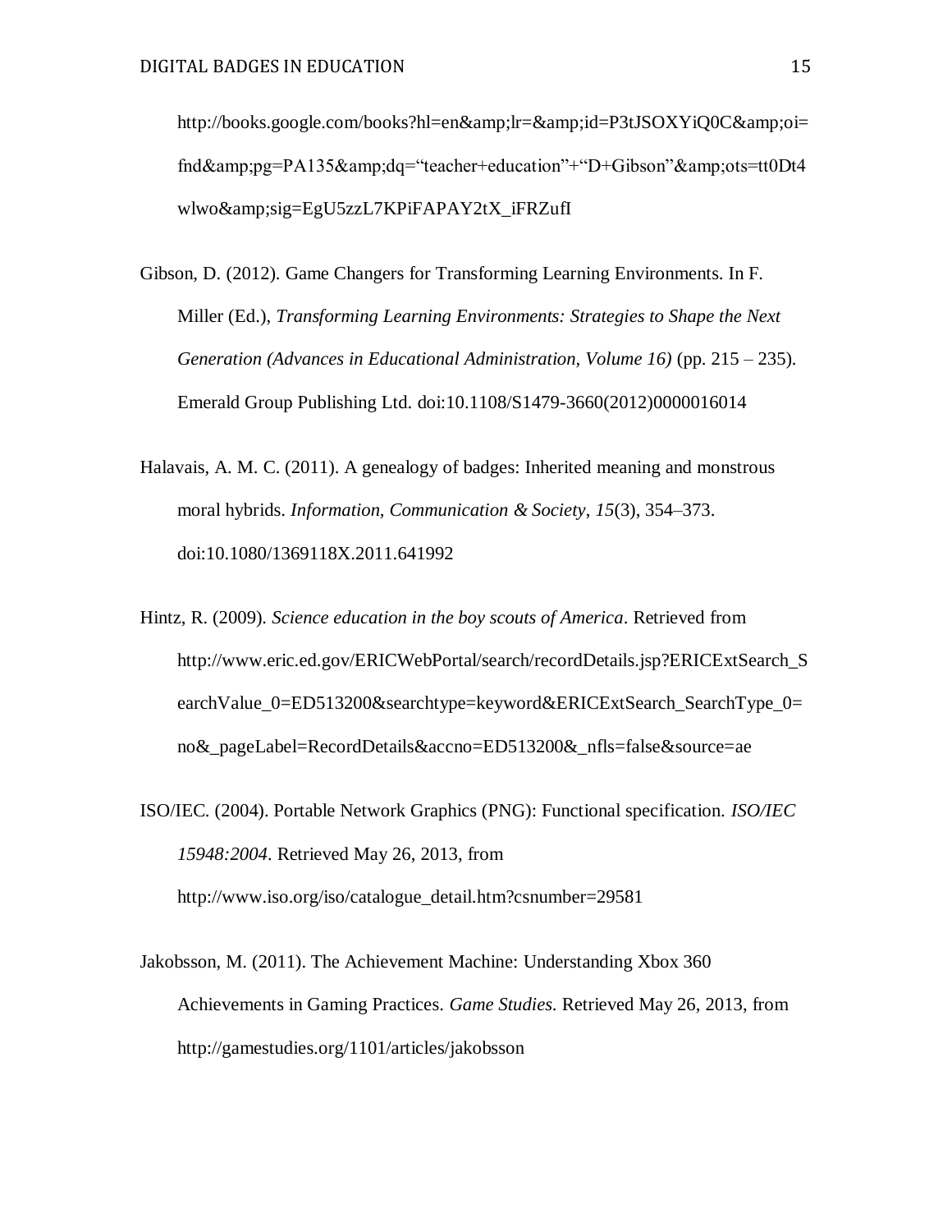http://books.google.com/books?hl=en&amp;lr=&amp;id=P3tJSOXYiQ0C&amp;oi=fnd&amp;pg=PA135&amp;dq="teacher+education"+"D+Gibson"&amp;ots=tt0Dt4wlwo&amp;sig=EgU5zzL7KPiFAPAY2tX_iFRZufI

Gibson, D. (2012). Game Changers for Transforming Learning Environments. In F. Miller (Ed.), *Transforming Learning Environments: Strategies to Shape the Next Generation (Advances in Educational Administration, Volume 16)* (pp. 215 – 235). Emerald Group Publishing Ltd. doi:10.1108/S1479-3660(2012)0000016014

Halavais, A. M. C. (2011). A genealogy of badges: Inherited meaning and monstrous moral hybrids. *Information, Communication & Society*, *15*(3), 354–373. doi:10.1080/1369118X.2011.641992

Hintz, R. (2009). *Science education in the boy scouts of America*. Retrieved from http://www.eric.ed.gov/ERICWebPortal/search/recordDetails.jsp?ERICExtSearch_SearchValue_0=ED513200&searchtype=keyword&ERICExtSearch_SearchType_0=no&_pageLabel=RecordDetails&accno=ED513200&_nfls=false&source=ae

ISO/IEC. (2004). Portable Network Graphics (PNG): Functional specification. *ISO/IEC 15948:2004*. Retrieved May 26, 2013, from http://www.iso.org/iso/catalogue_detail.htm?csnumber=29581

Jakobsson, M. (2011). The Achievement Machine: Understanding Xbox 360 Achievements in Gaming Practices. *Game Studies*. Retrieved May 26, 2013, from http://gamestudies.org/1101/articles/jakobsson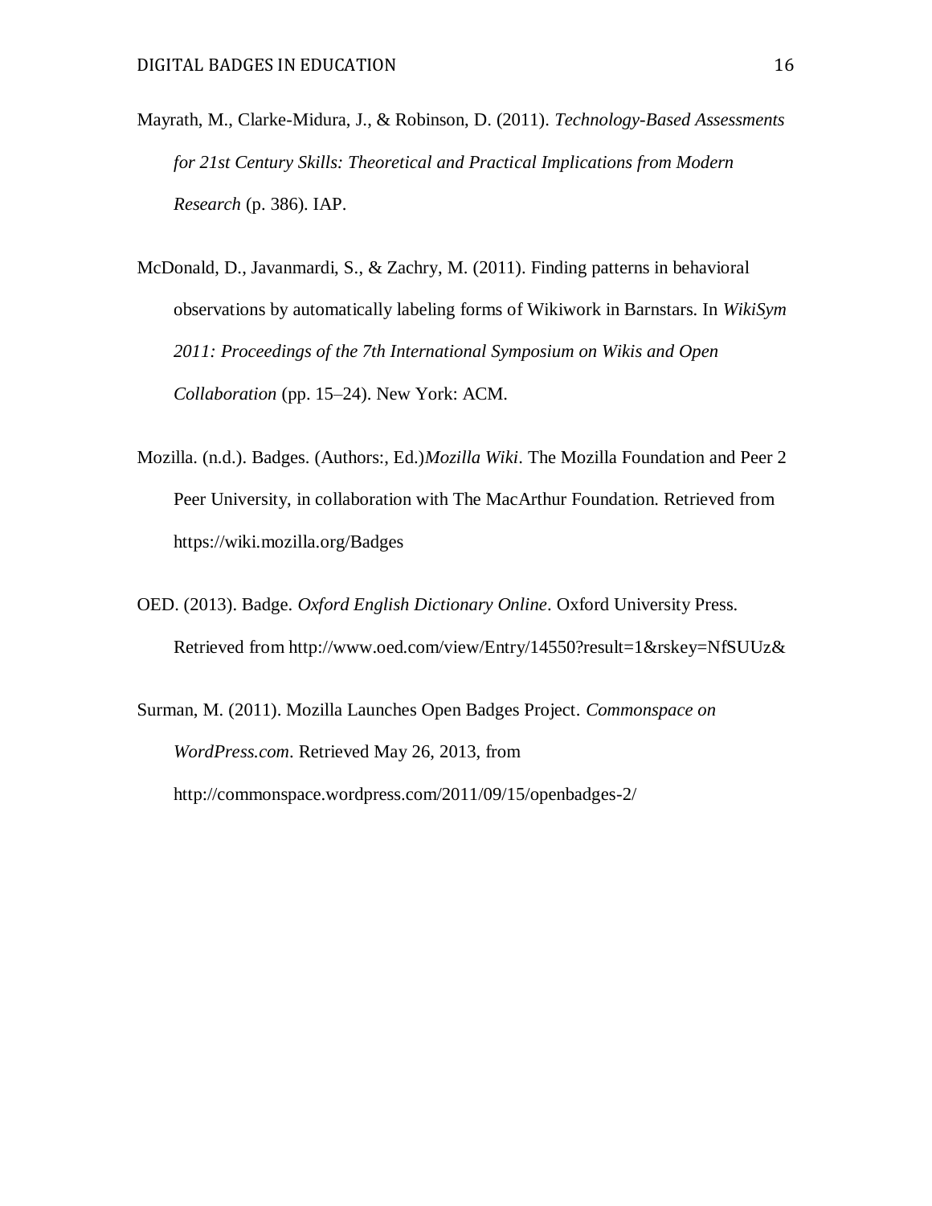Mayrath, M., Clarke-Midura, J., & Robinson, D. (2011). *Technology-Based Assessments for 21st Century Skills: Theoretical and Practical Implications from Modern Research* (p. 386). IAP.

McDonald, D., Javanmardi, S., & Zachry, M. (2011). Finding patterns in behavioral observations by automatically labeling forms of Wikiwork in Barnstars. In *WikiSym 2011: Proceedings of the 7th International Symposium on Wikis and Open Collaboration* (pp. 15–24). New York: ACM.

Mozilla. (n.d.). Badges. (Authors:, Ed.)*Mozilla Wiki*. The Mozilla Foundation and Peer 2 Peer University, in collaboration with The MacArthur Foundation. Retrieved from https://wiki.mozilla.org/Badges

OED. (2013). Badge. *Oxford English Dictionary Online*. Oxford University Press. Retrieved from http://www.oed.com/view/Entry/14550?result=1&rskey=NfSUUz&

Surman, M. (2011). Mozilla Launches Open Badges Project. *Commonspace on WordPress.com*. Retrieved May 26, 2013, from http://commonspace.wordpress.com/2011/09/15/openbadges-2/